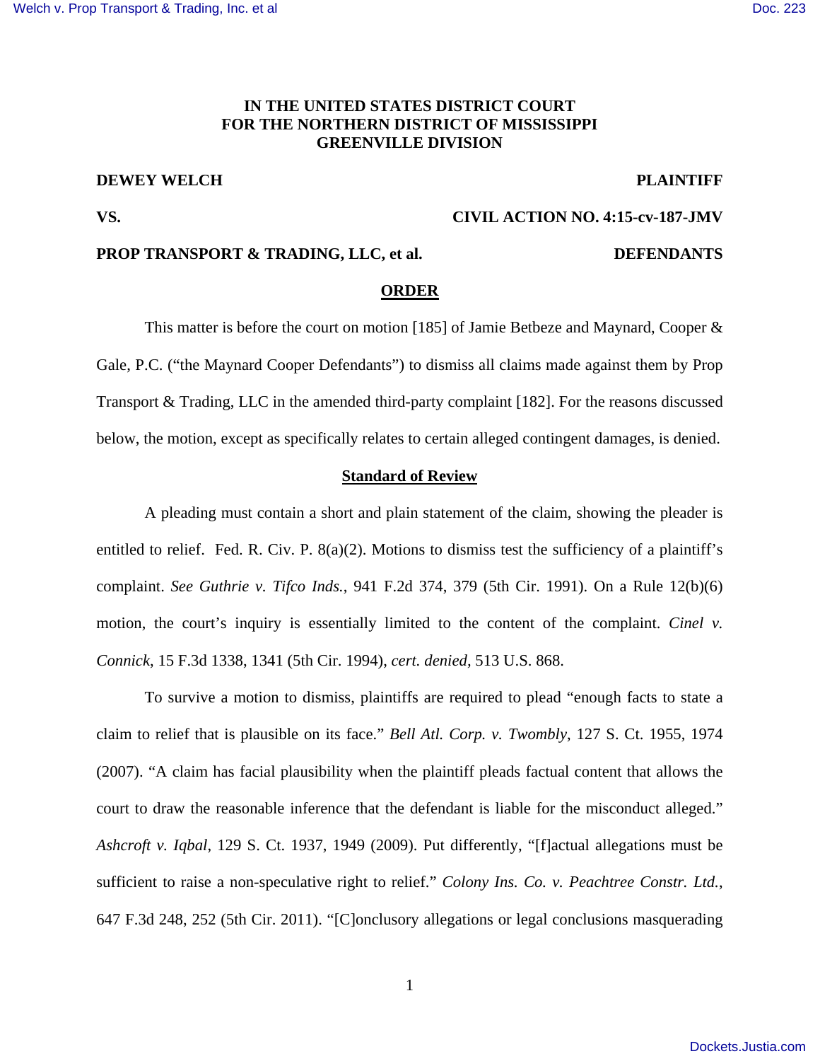**IN THE UNITED STATES DISTRICT COURT
FOR THE NORTHERN DISTRICT OF MISSISSIPPI
GREENVILLE DIVISION**

**DEWEY WELCH** **PLAINTIFF**

**VS.** **CIVIL ACTION NO. 4:15-cv-187-JMV**

**PROP TRANSPORT & TRADING, LLC, et al.** **DEFENDANTS**

## ORDER

This matter is before the court on motion [185] of Jamie Betbeze and Maynard, Cooper & Gale, P.C. ("the Maynard Cooper Defendants") to dismiss all claims made against them by Prop Transport & Trading, LLC in the amended third-party complaint [182]. For the reasons discussed below, the motion, except as specifically relates to certain alleged contingent damages, is denied.

### Standard of Review

A pleading must contain a short and plain statement of the claim, showing the pleader is entitled to relief. Fed. R. Civ. P. 8(a)(2). Motions to dismiss test the sufficiency of a plaintiff's complaint. *See Guthrie v. Tifco Inds.*, 941 F.2d 374, 379 (5th Cir. 1991). On a Rule 12(b)(6) motion, the court's inquiry is essentially limited to the content of the complaint. *Cinel v. Connick*, 15 F.3d 1338, 1341 (5th Cir. 1994), *cert. denied*, 513 U.S. 868.

To survive a motion to dismiss, plaintiffs are required to plead "enough facts to state a claim to relief that is plausible on its face." *Bell Atl. Corp. v. Twombly*, 127 S. Ct. 1955, 1974 (2007). "A claim has facial plausibility when the plaintiff pleads factual content that allows the court to draw the reasonable inference that the defendant is liable for the misconduct alleged." *Ashcroft v. Iqbal*, 129 S. Ct. 1937, 1949 (2009). Put differently, "[f]actual allegations must be sufficient to raise a non-speculative right to relief." *Colony Ins. Co. v. Peachtree Constr. Ltd.*, 647 F.3d 248, 252 (5th Cir. 2011). "[C]onclusory allegations or legal conclusions masquerading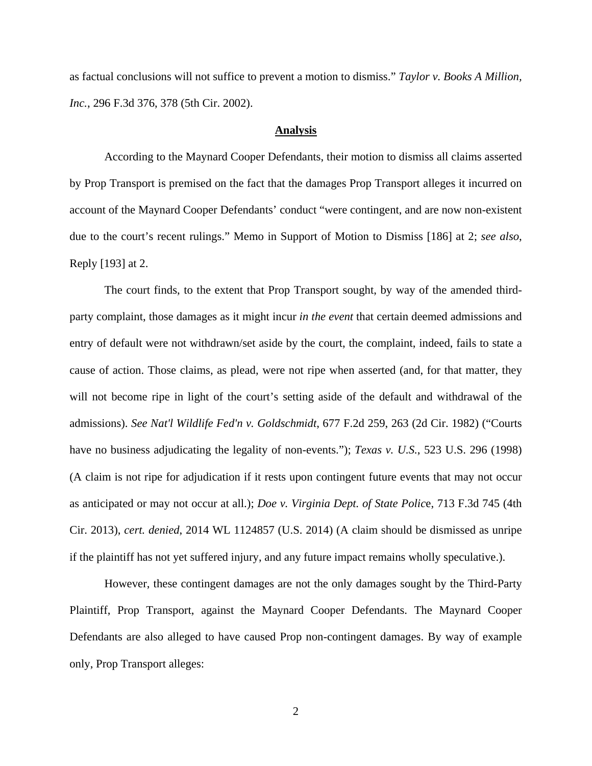as factual conclusions will not suffice to prevent a motion to dismiss." *Taylor v. Books A Million, Inc.*, 296 F.3d 376, 378 (5th Cir. 2002).

## **Analysis**

According to the Maynard Cooper Defendants, their motion to dismiss all claims asserted by Prop Transport is premised on the fact that the damages Prop Transport alleges it incurred on account of the Maynard Cooper Defendants' conduct "were contingent, and are now non-existent due to the court's recent rulings." Memo in Support of Motion to Dismiss [186] at 2; *see also*, Reply [193] at 2.

The court finds, to the extent that Prop Transport sought, by way of the amended third-party complaint, those damages as it might incur *in the event* that certain deemed admissions and entry of default were not withdrawn/set aside by the court, the complaint, indeed, fails to state a cause of action. Those claims, as plead, were not ripe when asserted (and, for that matter, they will not become ripe in light of the court's setting aside of the default and withdrawal of the admissions). *See Nat'l Wildlife Fed'n v. Goldschmidt*, 677 F.2d 259, 263 (2d Cir. 1982) ("Courts have no business adjudicating the legality of non-events."); *Texas v. U.S.*, 523 U.S. 296 (1998) (A claim is not ripe for adjudication if it rests upon contingent future events that may not occur as anticipated or may not occur at all.); *Doe v. Virginia Dept. of State Police*, 713 F.3d 745 (4th Cir. 2013), *cert. denied*, 2014 WL 1124857 (U.S. 2014) (A claim should be dismissed as unripe if the plaintiff has not yet suffered injury, and any future impact remains wholly speculative.).

However, these contingent damages are not the only damages sought by the Third-Party Plaintiff, Prop Transport, against the Maynard Cooper Defendants. The Maynard Cooper Defendants are also alleged to have caused Prop non-contingent damages. By way of example only, Prop Transport alleges: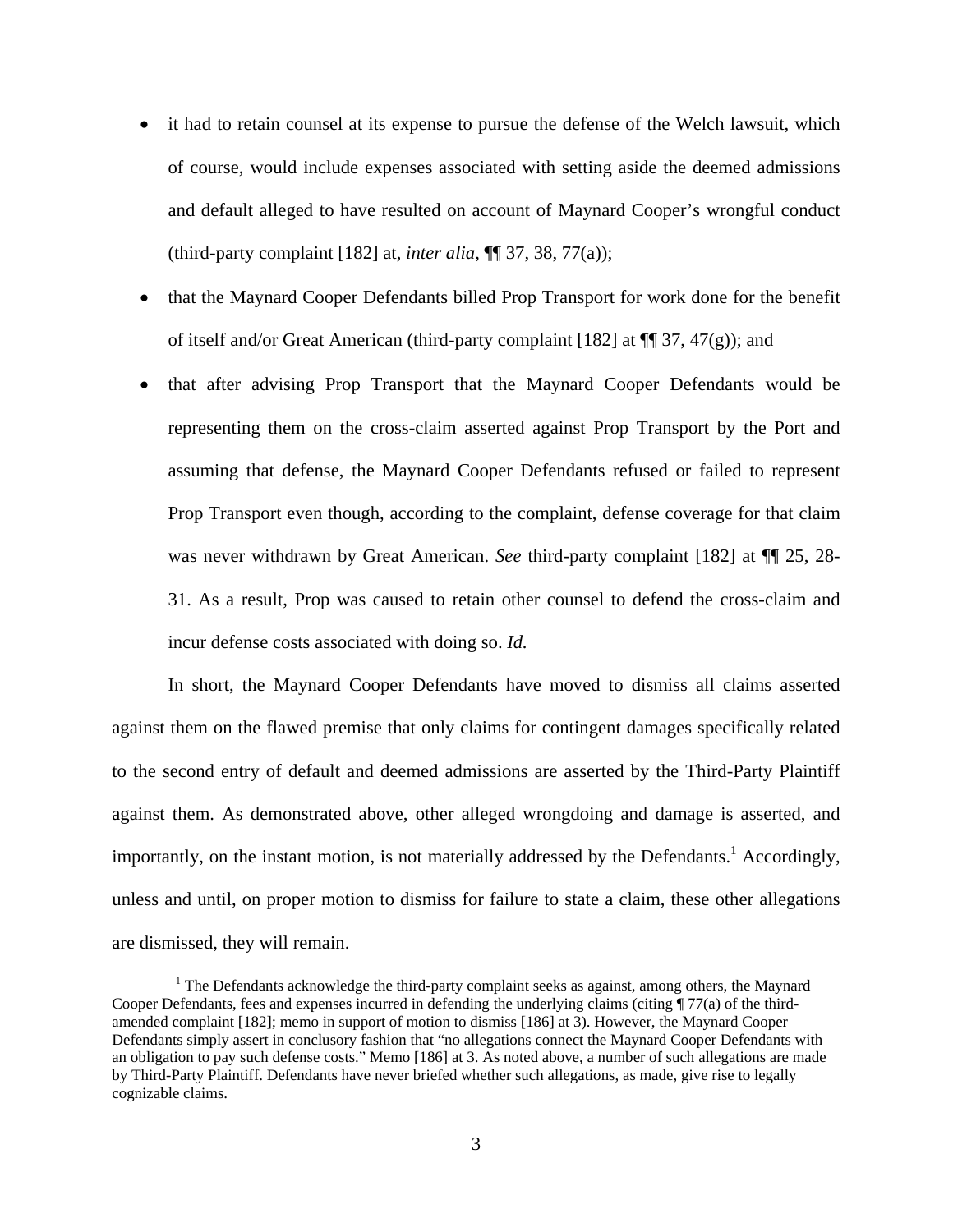- it had to retain counsel at its expense to pursue the defense of the Welch lawsuit, which of course, would include expenses associated with setting aside the deemed admissions and default alleged to have resulted on account of Maynard Cooper's wrongful conduct (third-party complaint [182] at, *inter alia*, ¶¶ 37, 38, 77(a));
- that the Maynard Cooper Defendants billed Prop Transport for work done for the benefit of itself and/or Great American (third-party complaint [182] at ¶¶ 37, 47(g)); and
- that after advising Prop Transport that the Maynard Cooper Defendants would be representing them on the cross-claim asserted against Prop Transport by the Port and assuming that defense, the Maynard Cooper Defendants refused or failed to represent Prop Transport even though, according to the complaint, defense coverage for that claim was never withdrawn by Great American. *See* third-party complaint [182] at ¶¶ 25, 28-31. As a result, Prop was caused to retain other counsel to defend the cross-claim and incur defense costs associated with doing so. *Id.*

In short, the Maynard Cooper Defendants have moved to dismiss all claims asserted against them on the flawed premise that only claims for contingent damages specifically related to the second entry of default and deemed admissions are asserted by the Third-Party Plaintiff against them. As demonstrated above, other alleged wrongdoing and damage is asserted, and importantly, on the instant motion, is not materially addressed by the Defendants.[1] Accordingly, unless and until, on proper motion to dismiss for failure to state a claim, these other allegations are dismissed, they will remain.

[1] The Defendants acknowledge the third-party complaint seeks as against, among others, the Maynard Cooper Defendants, fees and expenses incurred in defending the underlying claims (citing ¶ 77(a) of the third-amended complaint [182]; memo in support of motion to dismiss [186] at 3). However, the Maynard Cooper Defendants simply assert in conclusory fashion that "no allegations connect the Maynard Cooper Defendants with an obligation to pay such defense costs." Memo [186] at 3. As noted above, a number of such allegations are made by Third-Party Plaintiff. Defendants have never briefed whether such allegations, as made, give rise to legally cognizable claims.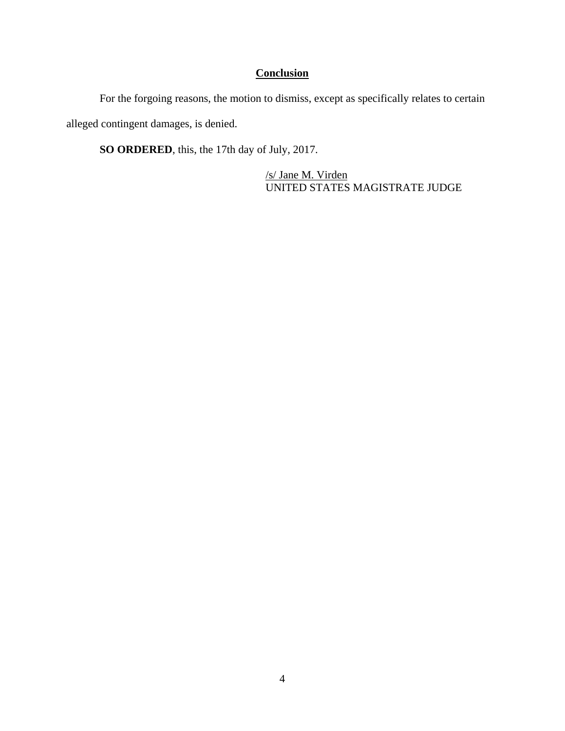## Conclusion

For the forgoing reasons, the motion to dismiss, except as specifically relates to certain alleged contingent damages, is denied.

**SO ORDERED**, this, the 17th day of July, 2017.

/s/ Jane M. Virden
UNITED STATES MAGISTRATE JUDGE